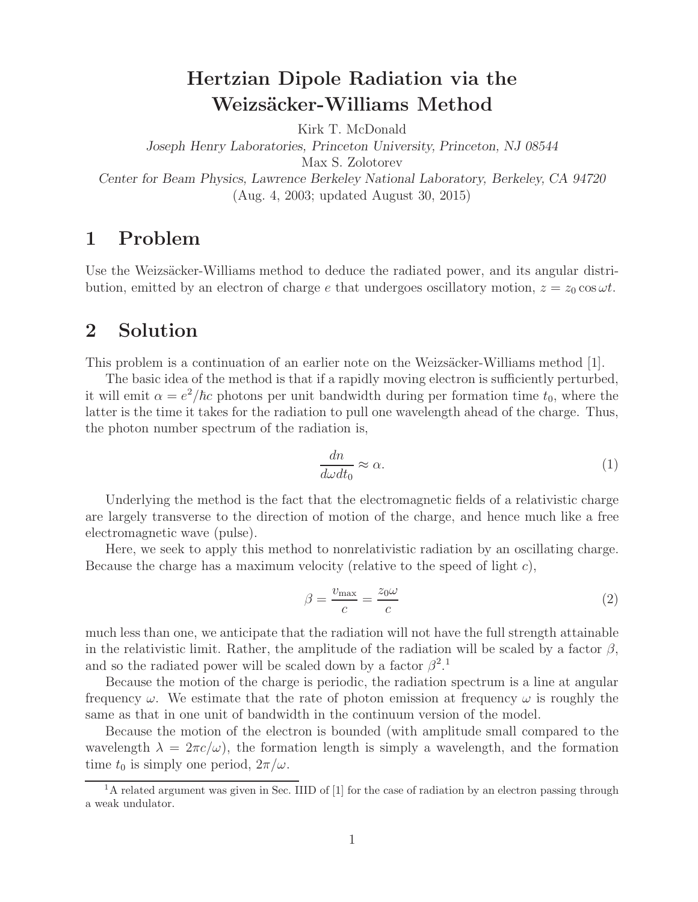# Hertzian Dipole Radiation via the Weizsäcker-Williams Method

Kirk T. McDonald

*Joseph Henry Laboratories, Princeton University, Princeton, NJ 08544*

Max S. Zolotorev

*Center for Beam Physics, Lawrence Berkeley National Laboratory, Berkeley, CA 94720*

(Aug. 4, 2003; updated August 30, 2015)

## 1 Problem

Use the Weizsäcker-Williams method to deduce the radiated power, and its angular distribution, emitted by an electron of charge $e$ that undergoes oscillatory motion, $z = z_0 \cos \omega t$.

## 2 Solution

This problem is a continuation of an earlier note on the Weizsäcker-Williams method [1].

The basic idea of the method is that if a rapidly moving electron is sufficiently perturbed, it will emit $\alpha = e^2/\hbar c$ photons per unit bandwidth during per formation time $t_0$, where the latter is the time it takes for the radiation to pull one wavelength ahead of the charge. Thus, the photon number spectrum of the radiation is,

$$\frac{dn}{d\omega dt_0} \approx \alpha. \tag{1}$$

Underlying the method is the fact that the electromagnetic fields of a relativistic charge are largely transverse to the direction of motion of the charge, and hence much like a free electromagnetic wave (pulse).

Here, we seek to apply this method to nonrelativistic radiation by an oscillating charge. Because the charge has a maximum velocity (relative to the speed of light $c$),

$$\beta = \frac{v_{\max}}{c} = \frac{z_0 \omega}{c} \tag{2}$$

much less than one, we anticipate that the radiation will not have the full strength attainable in the relativistic limit. Rather, the amplitude of the radiation will be scaled by a factor $\beta$, and so the radiated power will be scaled down by a factor $\beta^2$.[1]

Because the motion of the charge is periodic, the radiation spectrum is a line at angular frequency $\omega$. We estimate that the rate of photon emission at frequency $\omega$ is roughly the same as that in one unit of bandwidth in the continuum version of the model.

Because the motion of the electron is bounded (with amplitude small compared to the wavelength $\lambda = 2\pi c/\omega$), the formation length is simply a wavelength, and the formation time $t_0$ is simply one period, $2\pi/\omega$.

---

[1] A related argument was given in Sec. IIID of [1] for the case of radiation by an electron passing through a weak undulator.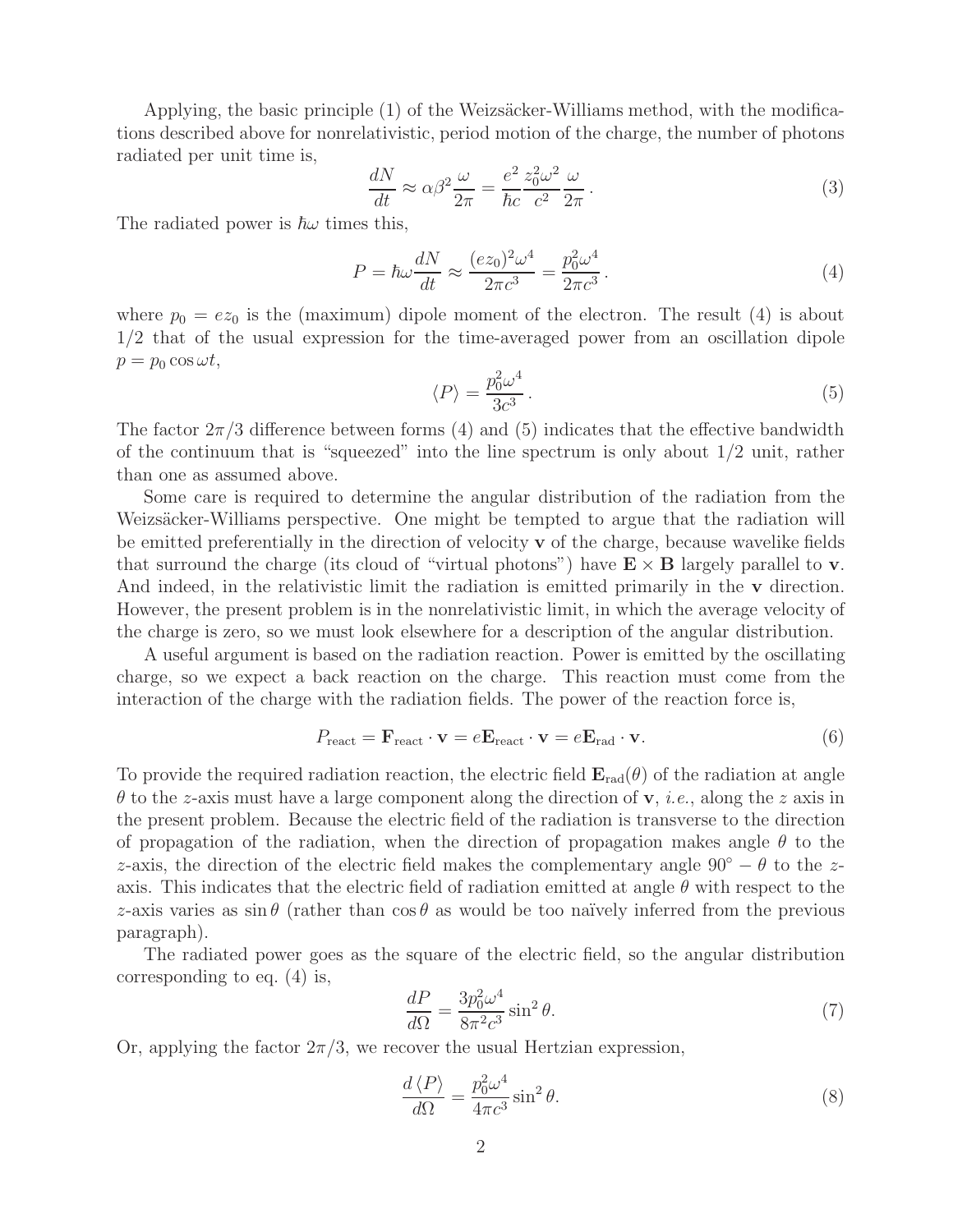Applying, the basic principle (1) of the Weizsäcker-Williams method, with the modifications described above for nonrelativistic, period motion of the charge, the number of photons radiated per unit time is,

$$\frac{dN}{dt} \approx \alpha\beta^2 \frac{\omega}{2\pi} = \frac{e^2}{\hbar c} \frac{z_0^2 \omega^2}{c^2} \frac{\omega}{2\pi} \,. \tag{3}$$

The radiated power is $\hbar\omega$ times this,

$$P = \hbar\omega \frac{dN}{dt} \approx \frac{(ez_0)^2 \omega^4}{2\pi c^3} = \frac{p_0^2 \omega^4}{2\pi c^3} \,. \tag{4}$$

where $p_0 = ez_0$ is the (maximum) dipole moment of the electron. The result (4) is about 1/2 that of the usual expression for the time-averaged power from an oscillation dipole $p = p_0 \cos \omega t$,

$$\langle P \rangle = \frac{p_0^2 \omega^4}{3c^3} \,. \tag{5}$$

The factor $2\pi/3$ difference between forms (4) and (5) indicates that the effective bandwidth of the continuum that is "squeezed" into the line spectrum is only about 1/2 unit, rather than one as assumed above.

Some care is required to determine the angular distribution of the radiation from the Weizsäcker-Williams perspective. One might be tempted to argue that the radiation will be emitted preferentially in the direction of velocity $\mathbf{v}$ of the charge, because wavelike fields that surround the charge (its cloud of "virtual photons") have $\mathbf{E} \times \mathbf{B}$ largely parallel to $\mathbf{v}$. And indeed, in the relativistic limit the radiation is emitted primarily in the $\mathbf{v}$ direction. However, the present problem is in the nonrelativistic limit, in which the average velocity of the charge is zero, so we must look elsewhere for a description of the angular distribution.

A useful argument is based on the radiation reaction. Power is emitted by the oscillating charge, so we expect a back reaction on the charge. This reaction must come from the interaction of the charge with the radiation fields. The power of the reaction force is,

$$P_{\text{react}} = \mathbf{F}_{\text{react}} \cdot \mathbf{v} = e\mathbf{E}_{\text{react}} \cdot \mathbf{v} = e\mathbf{E}_{\text{rad}} \cdot \mathbf{v}. \tag{6}$$

To provide the required radiation reaction, the electric field $\mathbf{E}_{\text{rad}}(\theta)$ of the radiation at angle $\theta$ to the $z$-axis must have a large component along the direction of $\mathbf{v}$, *i.e.*, along the $z$ axis in the present problem. Because the electric field of the radiation is transverse to the direction of propagation of the radiation, when the direction of propagation makes angle $\theta$ to the $z$-axis, the direction of the electric field makes the complementary angle $90^\circ - \theta$ to the $z$-axis. This indicates that the electric field of radiation emitted at angle $\theta$ with respect to the $z$-axis varies as $\sin\theta$ (rather than $\cos\theta$ as would be too naïvely inferred from the previous paragraph).

The radiated power goes as the square of the electric field, so the angular distribution corresponding to eq. (4) is,

$$\frac{dP}{d\Omega} = \frac{3p_0^2 \omega^4}{8\pi^2 c^3} \sin^2\theta. \tag{7}$$

Or, applying the factor $2\pi/3$, we recover the usual Hertzian expression,

$$\frac{d\langle P \rangle}{d\Omega} = \frac{p_0^2 \omega^4}{4\pi c^3} \sin^2\theta. \tag{8}$$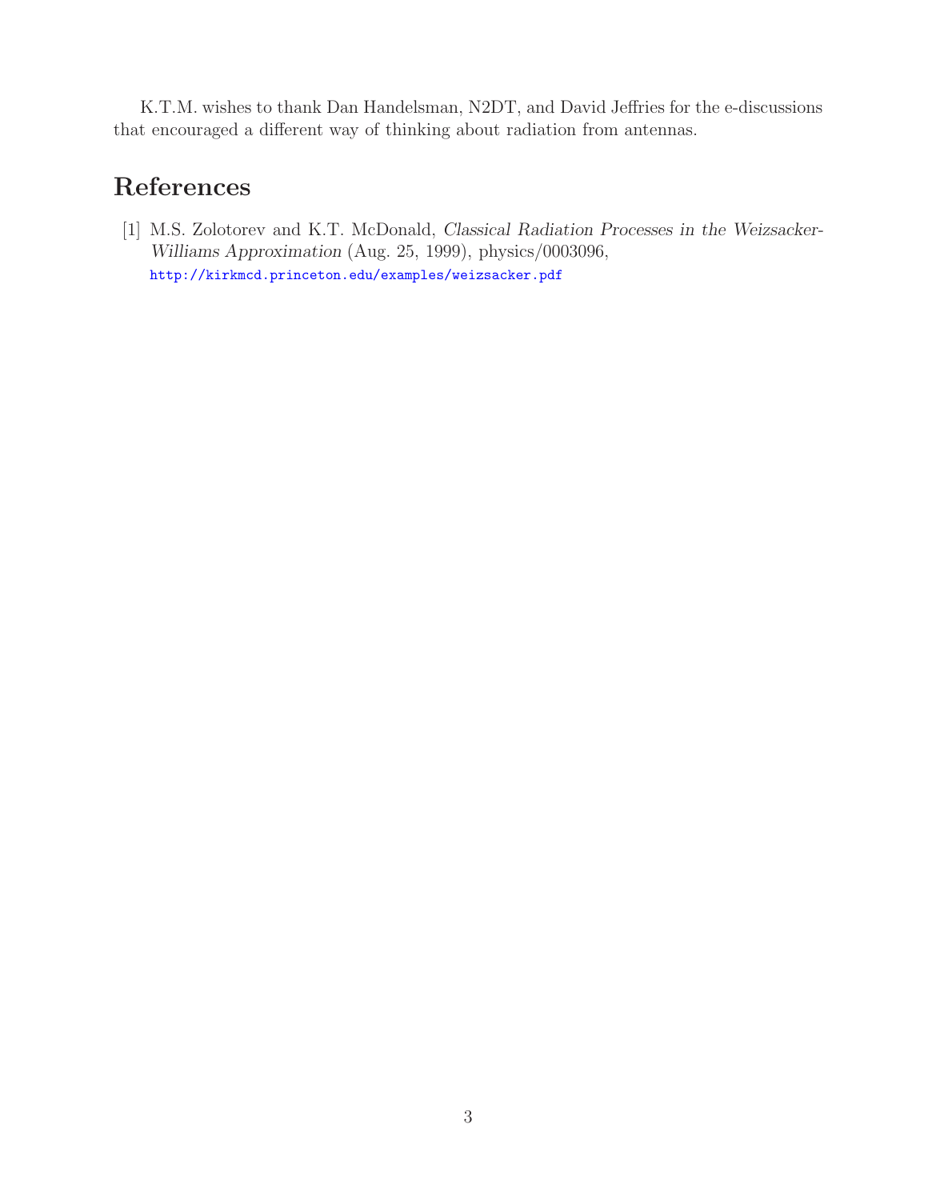K.T.M. wishes to thank Dan Handelsman, N2DT, and David Jeffries for the e-discussions that encouraged a different way of thinking about radiation from antennas.

# References

[1] M.S. Zolotorev and K.T. McDonald, *Classical Radiation Processes in the Weizsacker-Williams Approximation* (Aug. 25, 1999), physics/0003096,
http://kirkmcd.princeton.edu/examples/weizsacker.pdf